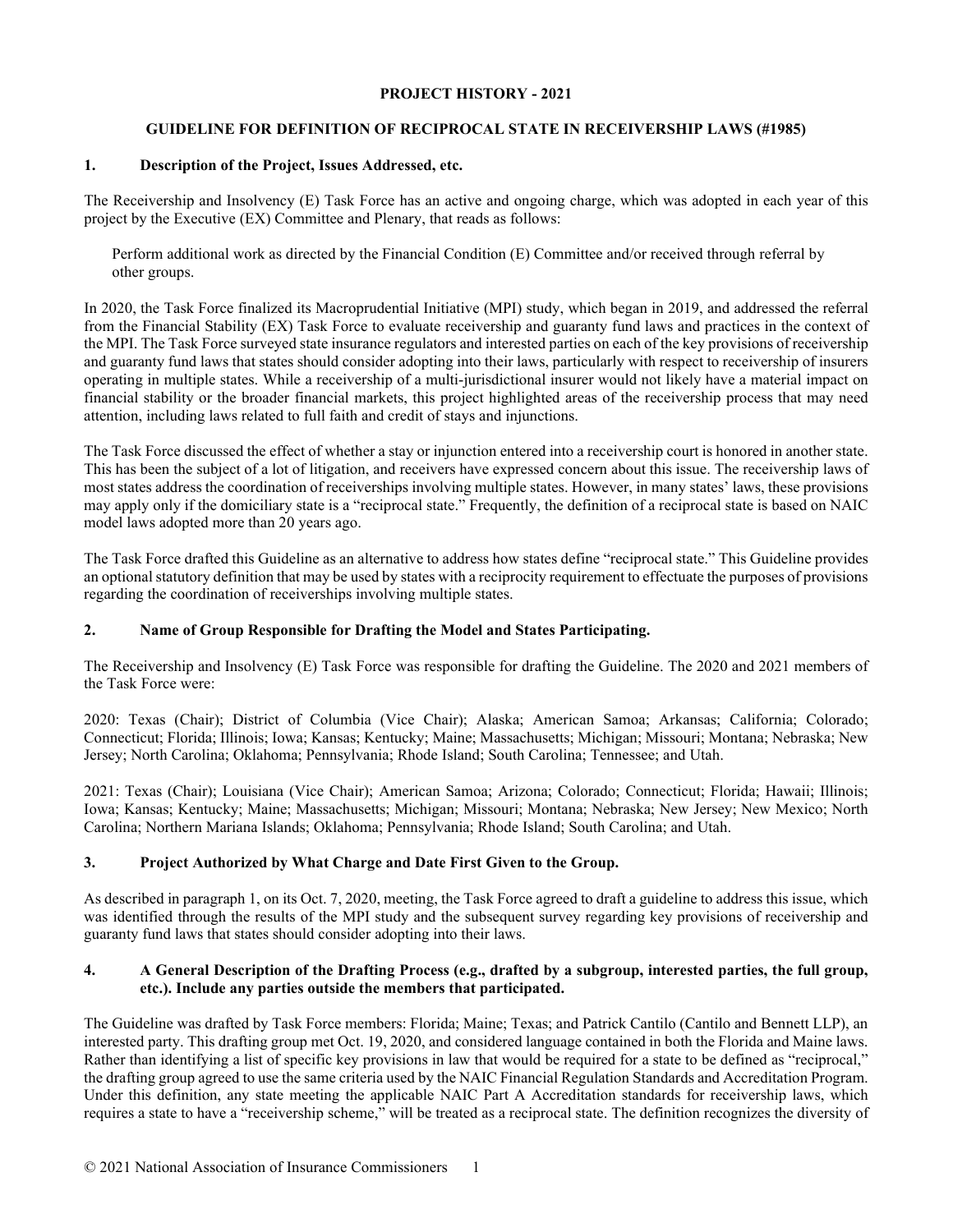# PROJECT HISTORY - 2021

## GUIDELINE FOR DEFINITION OF RECIPROCAL STATE IN RECEIVERSHIP LAWS (#1985)

### 1. Description of the Project, Issues Addressed, etc.

The Receivership and Insolvency (E) Task Force has an active and ongoing charge, which was adopted in each year of this project by the Executive (EX) Committee and Plenary, that reads as follows:

> Perform additional work as directed by the Financial Condition (E) Committee and/or received through referral by other groups.

In 2020, the Task Force finalized its Macroprudential Initiative (MPI) study, which began in 2019, and addressed the referral from the Financial Stability (EX) Task Force to evaluate receivership and guaranty fund laws and practices in the context of the MPI. The Task Force surveyed state insurance regulators and interested parties on each of the key provisions of receivership and guaranty fund laws that states should consider adopting into their laws, particularly with respect to receivership of insurers operating in multiple states. While a receivership of a multi-jurisdictional insurer would not likely have a material impact on financial stability or the broader financial markets, this project highlighted areas of the receivership process that may need attention, including laws related to full faith and credit of stays and injunctions.

The Task Force discussed the effect of whether a stay or injunction entered into a receivership court is honored in another state. This has been the subject of a lot of litigation, and receivers have expressed concern about this issue. The receivership laws of most states address the coordination of receiverships involving multiple states. However, in many states' laws, these provisions may apply only if the domiciliary state is a "reciprocal state." Frequently, the definition of a reciprocal state is based on NAIC model laws adopted more than 20 years ago.

The Task Force drafted this Guideline as an alternative to address how states define "reciprocal state." This Guideline provides an optional statutory definition that may be used by states with a reciprocity requirement to effectuate the purposes of provisions regarding the coordination of receiverships involving multiple states.

### 2. Name of Group Responsible for Drafting the Model and States Participating.

The Receivership and Insolvency (E) Task Force was responsible for drafting the Guideline. The 2020 and 2021 members of the Task Force were:

2020: Texas (Chair); District of Columbia (Vice Chair); Alaska; American Samoa; Arkansas; California; Colorado; Connecticut; Florida; Illinois; Iowa; Kansas; Kentucky; Maine; Massachusetts; Michigan; Missouri; Montana; Nebraska; New Jersey; North Carolina; Oklahoma; Pennsylvania; Rhode Island; South Carolina; Tennessee; and Utah.

2021: Texas (Chair); Louisiana (Vice Chair); American Samoa; Arizona; Colorado; Connecticut; Florida; Hawaii; Illinois; Iowa; Kansas; Kentucky; Maine; Massachusetts; Michigan; Missouri; Montana; Nebraska; New Jersey; New Mexico; North Carolina; Northern Mariana Islands; Oklahoma; Pennsylvania; Rhode Island; South Carolina; and Utah.

### 3. Project Authorized by What Charge and Date First Given to the Group.

As described in paragraph 1, on its Oct. 7, 2020, meeting, the Task Force agreed to draft a guideline to address this issue, which was identified through the results of the MPI study and the subsequent survey regarding key provisions of receivership and guaranty fund laws that states should consider adopting into their laws.

### 4. A General Description of the Drafting Process (e.g., drafted by a subgroup, interested parties, the full group, etc.). Include any parties outside the members that participated.

The Guideline was drafted by Task Force members: Florida; Maine; Texas; and Patrick Cantilo (Cantilo and Bennett LLP), an interested party. This drafting group met Oct. 19, 2020, and considered language contained in both the Florida and Maine laws. Rather than identifying a list of specific key provisions in law that would be required for a state to be defined as "reciprocal," the drafting group agreed to use the same criteria used by the NAIC Financial Regulation Standards and Accreditation Program. Under this definition, any state meeting the applicable NAIC Part A Accreditation standards for receivership laws, which requires a state to have a "receivership scheme," will be treated as a reciprocal state. The definition recognizes the diversity of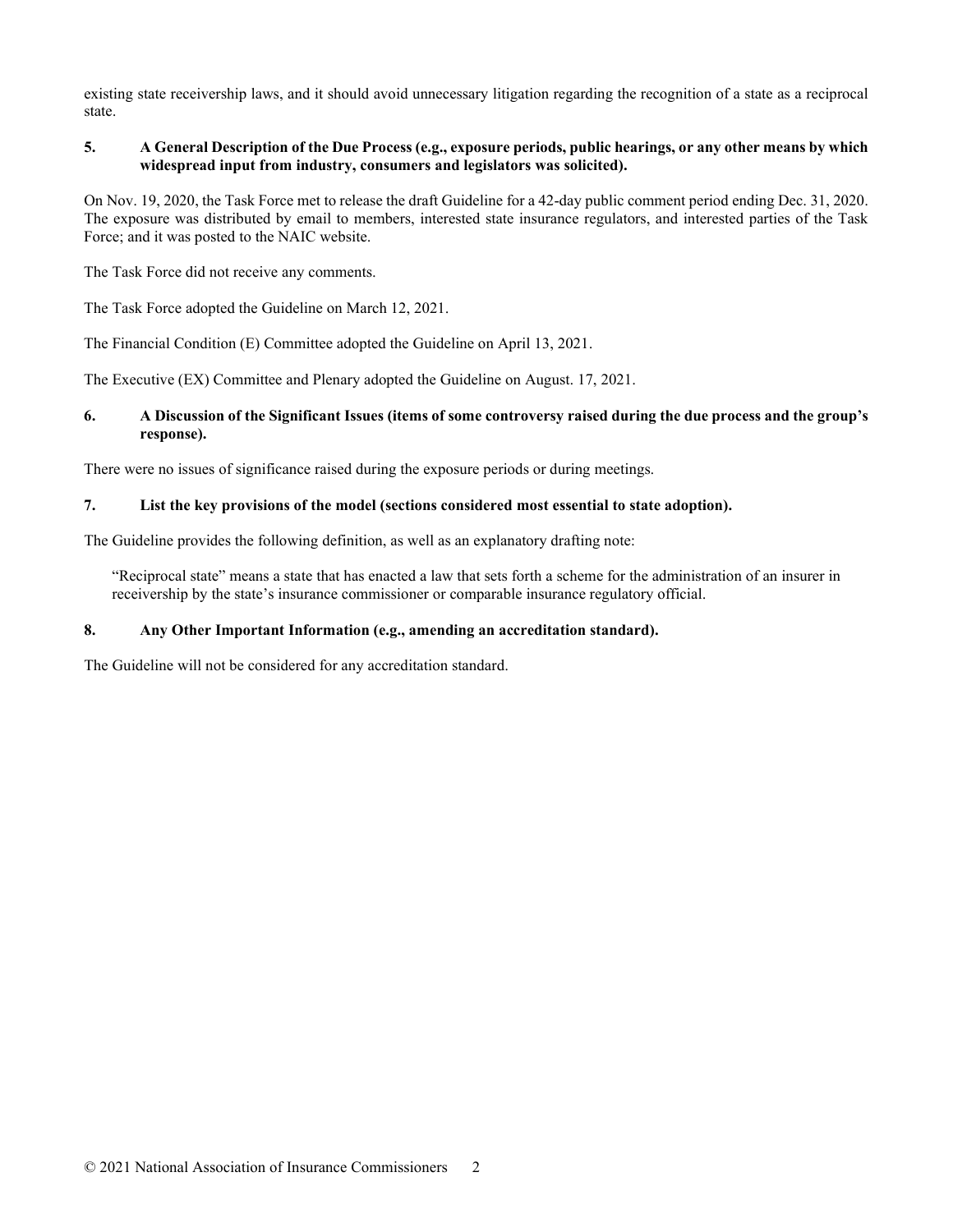existing state receivership laws, and it should avoid unnecessary litigation regarding the recognition of a state as a reciprocal state.

**5. A General Description of the Due Process (e.g., exposure periods, public hearings, or any other means by which widespread input from industry, consumers and legislators was solicited).**

On Nov. 19, 2020, the Task Force met to release the draft Guideline for a 42-day public comment period ending Dec. 31, 2020. The exposure was distributed by email to members, interested state insurance regulators, and interested parties of the Task Force; and it was posted to the NAIC website.

The Task Force did not receive any comments.

The Task Force adopted the Guideline on March 12, 2021.

The Financial Condition (E) Committee adopted the Guideline on April 13, 2021.

The Executive (EX) Committee and Plenary adopted the Guideline on August. 17, 2021.

**6. A Discussion of the Significant Issues (items of some controversy raised during the due process and the group's response).**

There were no issues of significance raised during the exposure periods or during meetings.

**7. List the key provisions of the model (sections considered most essential to state adoption).**

The Guideline provides the following definition, as well as an explanatory drafting note:

> "Reciprocal state" means a state that has enacted a law that sets forth a scheme for the administration of an insurer in receivership by the state's insurance commissioner or comparable insurance regulatory official.

**8. Any Other Important Information (e.g., amending an accreditation standard).**

The Guideline will not be considered for any accreditation standard.

© 2021 National Association of Insurance Commissioners